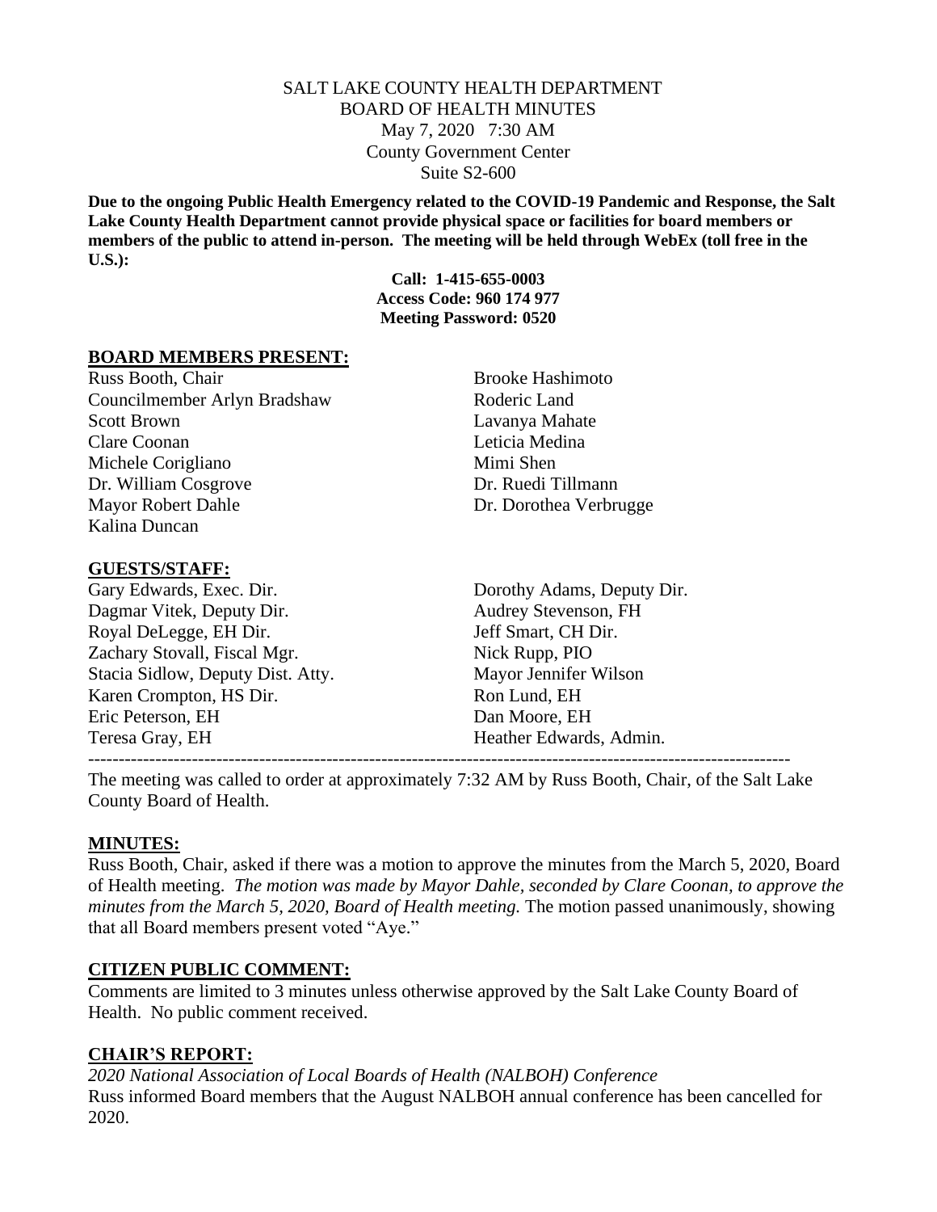SALT LAKE COUNTY HEALTH DEPARTMENT
BOARD OF HEALTH MINUTES
May 7, 2020 7:30 AM
County Government Center
Suite S2-600

**Due to the ongoing Public Health Emergency related to the COVID-19 Pandemic and Response, the Salt Lake County Health Department cannot provide physical space or facilities for board members or members of the public to attend in-person. The meeting will be held through WebEx (toll free in the U.S.):**

**Call: 1-415-655-0003**
**Access Code: 960 174 977**
**Meeting Password: 0520**

## BOARD MEMBERS PRESENT:

Russ Booth, Chair
Councilmember Arlyn Bradshaw
Scott Brown
Clare Coonan
Michele Corigliano
Dr. William Cosgrove
Mayor Robert Dahle
Kalina Duncan
Brooke Hashimoto
Roderic Land
Lavanya Mahate
Leticia Medina
Mimi Shen
Dr. Ruedi Tillmann
Dr. Dorothea Verbrugge

## GUESTS/STAFF:

Gary Edwards, Exec. Dir.
Dagmar Vitek, Deputy Dir.
Royal DeLegge, EH Dir.
Zachary Stovall, Fiscal Mgr.
Stacia Sidlow, Deputy Dist. Atty.
Karen Crompton, HS Dir.
Eric Peterson, EH
Teresa Gray, EH
Dorothy Adams, Deputy Dir.
Audrey Stevenson, FH
Jeff Smart, CH Dir.
Nick Rupp, PIO
Mayor Jennifer Wilson
Ron Lund, EH
Dan Moore, EH
Heather Edwards, Admin.

---

The meeting was called to order at approximately 7:32 AM by Russ Booth, Chair, of the Salt Lake County Board of Health.

## MINUTES:

Russ Booth, Chair, asked if there was a motion to approve the minutes from the March 5, 2020, Board of Health meeting. *The motion was made by Mayor Dahle, seconded by Clare Coonan, to approve the minutes from the March 5, 2020, Board of Health meeting.* The motion passed unanimously, showing that all Board members present voted "Aye."

## CITIZEN PUBLIC COMMENT:

Comments are limited to 3 minutes unless otherwise approved by the Salt Lake County Board of Health. No public comment received.

## CHAIR'S REPORT:

*2020 National Association of Local Boards of Health (NALBOH) Conference*
Russ informed Board members that the August NALBOH annual conference has been cancelled for 2020.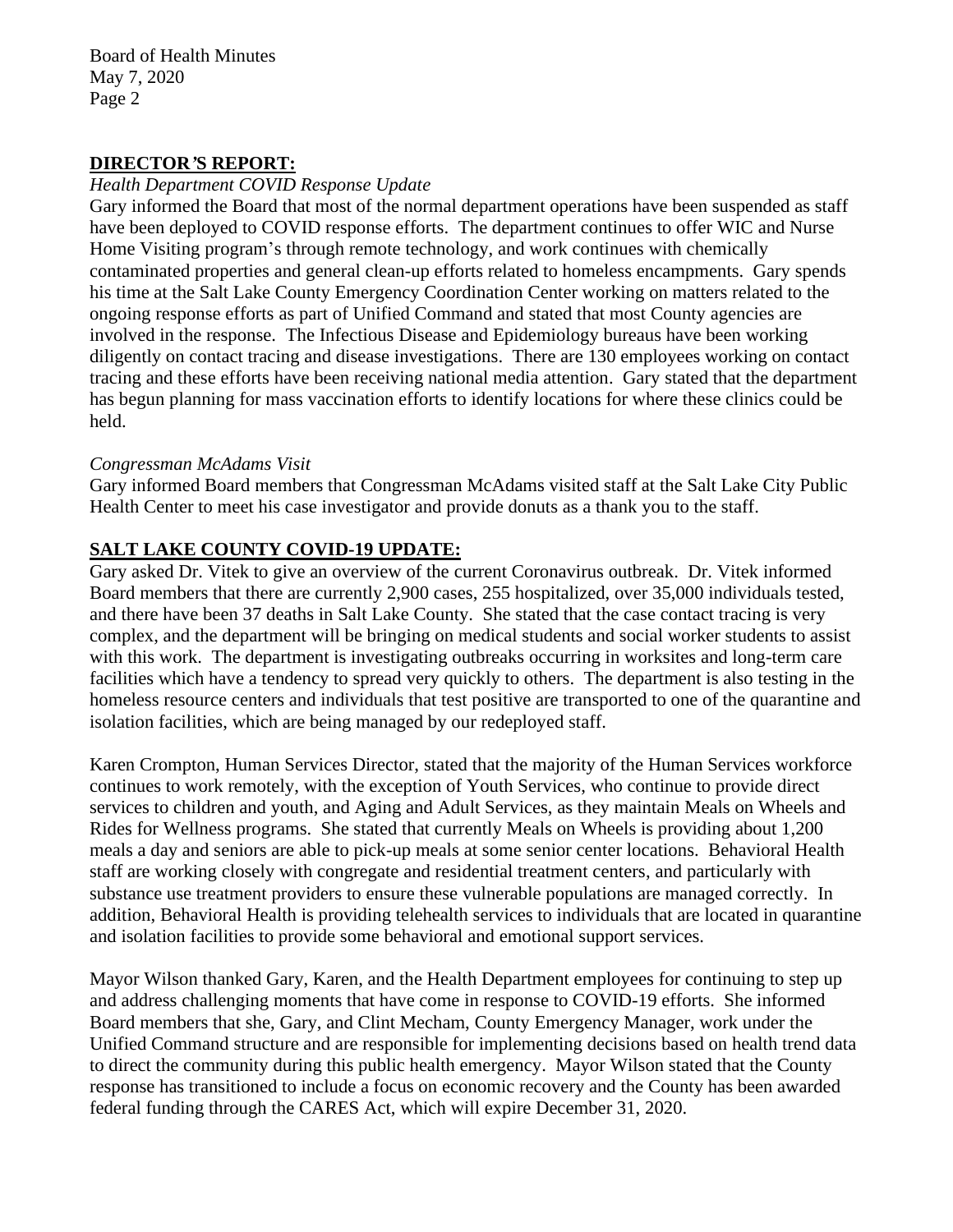## DIRECTOR'S REPORT:

*Health Department COVID Response Update*

Gary informed the Board that most of the normal department operations have been suspended as staff have been deployed to COVID response efforts. The department continues to offer WIC and Nurse Home Visiting program's through remote technology, and work continues with chemically contaminated properties and general clean-up efforts related to homeless encampments. Gary spends his time at the Salt Lake County Emergency Coordination Center working on matters related to the ongoing response efforts as part of Unified Command and stated that most County agencies are involved in the response. The Infectious Disease and Epidemiology bureaus have been working diligently on contact tracing and disease investigations. There are 130 employees working on contact tracing and these efforts have been receiving national media attention. Gary stated that the department has begun planning for mass vaccination efforts to identify locations for where these clinics could be held.

*Congressman McAdams Visit*

Gary informed Board members that Congressman McAdams visited staff at the Salt Lake City Public Health Center to meet his case investigator and provide donuts as a thank you to the staff.

## SALT LAKE COUNTY COVID-19 UPDATE:

Gary asked Dr. Vitek to give an overview of the current Coronavirus outbreak. Dr. Vitek informed Board members that there are currently 2,900 cases, 255 hospitalized, over 35,000 individuals tested, and there have been 37 deaths in Salt Lake County. She stated that the case contact tracing is very complex, and the department will be bringing on medical students and social worker students to assist with this work. The department is investigating outbreaks occurring in worksites and long-term care facilities which have a tendency to spread very quickly to others. The department is also testing in the homeless resource centers and individuals that test positive are transported to one of the quarantine and isolation facilities, which are being managed by our redeployed staff.

Karen Crompton, Human Services Director, stated that the majority of the Human Services workforce continues to work remotely, with the exception of Youth Services, who continue to provide direct services to children and youth, and Aging and Adult Services, as they maintain Meals on Wheels and Rides for Wellness programs. She stated that currently Meals on Wheels is providing about 1,200 meals a day and seniors are able to pick-up meals at some senior center locations. Behavioral Health staff are working closely with congregate and residential treatment centers, and particularly with substance use treatment providers to ensure these vulnerable populations are managed correctly. In addition, Behavioral Health is providing telehealth services to individuals that are located in quarantine and isolation facilities to provide some behavioral and emotional support services.

Mayor Wilson thanked Gary, Karen, and the Health Department employees for continuing to step up and address challenging moments that have come in response to COVID-19 efforts. She informed Board members that she, Gary, and Clint Mecham, County Emergency Manager, work under the Unified Command structure and are responsible for implementing decisions based on health trend data to direct the community during this public health emergency. Mayor Wilson stated that the County response has transitioned to include a focus on economic recovery and the County has been awarded federal funding through the CARES Act, which will expire December 31, 2020.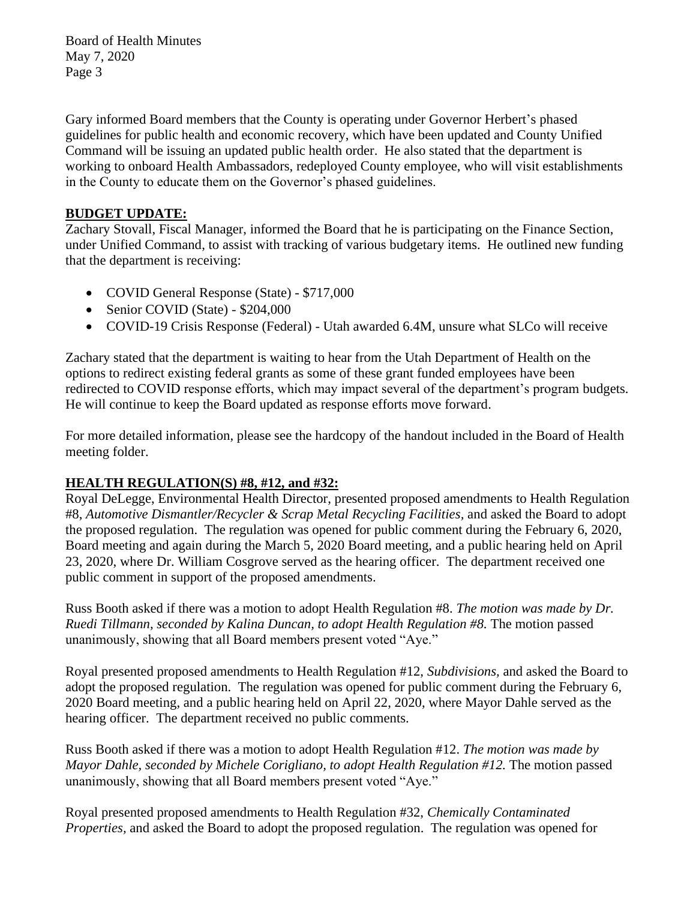Gary informed Board members that the County is operating under Governor Herbert's phased guidelines for public health and economic recovery, which have been updated and County Unified Command will be issuing an updated public health order. He also stated that the department is working to onboard Health Ambassadors, redeployed County employee, who will visit establishments in the County to educate them on the Governor's phased guidelines.

## BUDGET UPDATE:

Zachary Stovall, Fiscal Manager, informed the Board that he is participating on the Finance Section, under Unified Command, to assist with tracking of various budgetary items. He outlined new funding that the department is receiving:

- COVID General Response (State) - $717,000
- Senior COVID (State) - $204,000
- COVID-19 Crisis Response (Federal) - Utah awarded 6.4M, unsure what SLCo will receive

Zachary stated that the department is waiting to hear from the Utah Department of Health on the options to redirect existing federal grants as some of these grant funded employees have been redirected to COVID response efforts, which may impact several of the department's program budgets. He will continue to keep the Board updated as response efforts move forward.

For more detailed information, please see the hardcopy of the handout included in the Board of Health meeting folder.

## HEALTH REGULATION(S) #8, #12, and #32:

Royal DeLegge, Environmental Health Director, presented proposed amendments to Health Regulation #8, *Automotive Dismantler/Recycler & Scrap Metal Recycling Facilities,* and asked the Board to adopt the proposed regulation. The regulation was opened for public comment during the February 6, 2020, Board meeting and again during the March 5, 2020 Board meeting, and a public hearing held on April 23, 2020, where Dr. William Cosgrove served as the hearing officer. The department received one public comment in support of the proposed amendments.

Russ Booth asked if there was a motion to adopt Health Regulation #8. *The motion was made by Dr. Ruedi Tillmann, seconded by Kalina Duncan, to adopt Health Regulation #8.* The motion passed unanimously, showing that all Board members present voted "Aye."

Royal presented proposed amendments to Health Regulation #12, *Subdivisions,* and asked the Board to adopt the proposed regulation. The regulation was opened for public comment during the February 6, 2020 Board meeting, and a public hearing held on April 22, 2020, where Mayor Dahle served as the hearing officer. The department received no public comments.

Russ Booth asked if there was a motion to adopt Health Regulation #12. *The motion was made by Mayor Dahle, seconded by Michele Corigliano, to adopt Health Regulation #12.* The motion passed unanimously, showing that all Board members present voted "Aye."

Royal presented proposed amendments to Health Regulation #32, *Chemically Contaminated Properties,* and asked the Board to adopt the proposed regulation. The regulation was opened for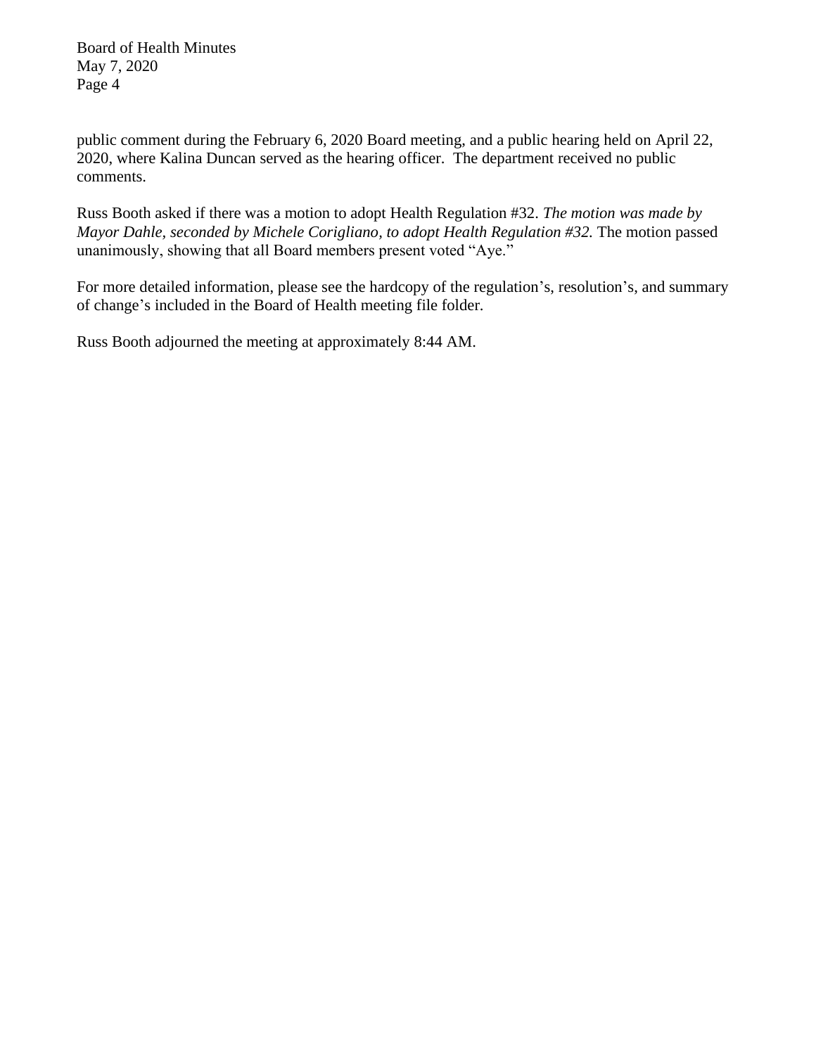public comment during the February 6, 2020 Board meeting, and a public hearing held on April 22, 2020, where Kalina Duncan served as the hearing officer. The department received no public comments.

Russ Booth asked if there was a motion to adopt Health Regulation #32. *The motion was made by Mayor Dahle, seconded by Michele Corigliano, to adopt Health Regulation #32.* The motion passed unanimously, showing that all Board members present voted "Aye."

For more detailed information, please see the hardcopy of the regulation's, resolution's, and summary of change's included in the Board of Health meeting file folder.

Russ Booth adjourned the meeting at approximately 8:44 AM.